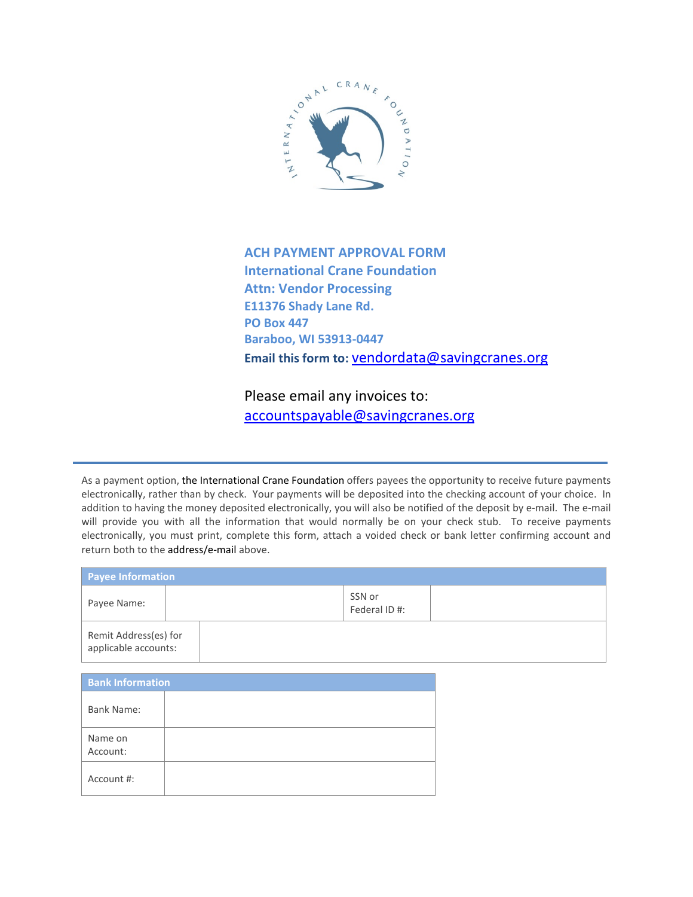INTERNATIONAL CRANE FOUNDATION

# ACH PAYMENT APPROVAL FORM

**International Crane Foundation**
**Attn: Vendor Processing**
**E11376 Shady Lane Rd.**
**PO Box 447**
**Baraboo, WI 53913-0447**

**Email this form to:** vendordata@savingcranes.org

Please email any invoices to:
accountspayable@savingcranes.org

---

As a payment option, the International Crane Foundation offers payees the opportunity to receive future payments electronically, rather than by check. Your payments will be deposited into the checking account of your choice. In addition to having the money deposited electronically, you will also be notified of the deposit by e-mail. The e-mail will provide you with all the information that would normally be on your check stub. To receive payments electronically, you must print, complete this form, attach a voided check or bank letter confirming account and return both to the address/e-mail above.

| Payee Information | | | |
|---|---|---|---|
| Payee Name: | | SSN or Federal ID #: | |
| Remit Address(es) for applicable accounts: | | | |

| Bank Information | |
|---|---|
| Bank Name: | |
| Name on Account: | |
| Account #: | |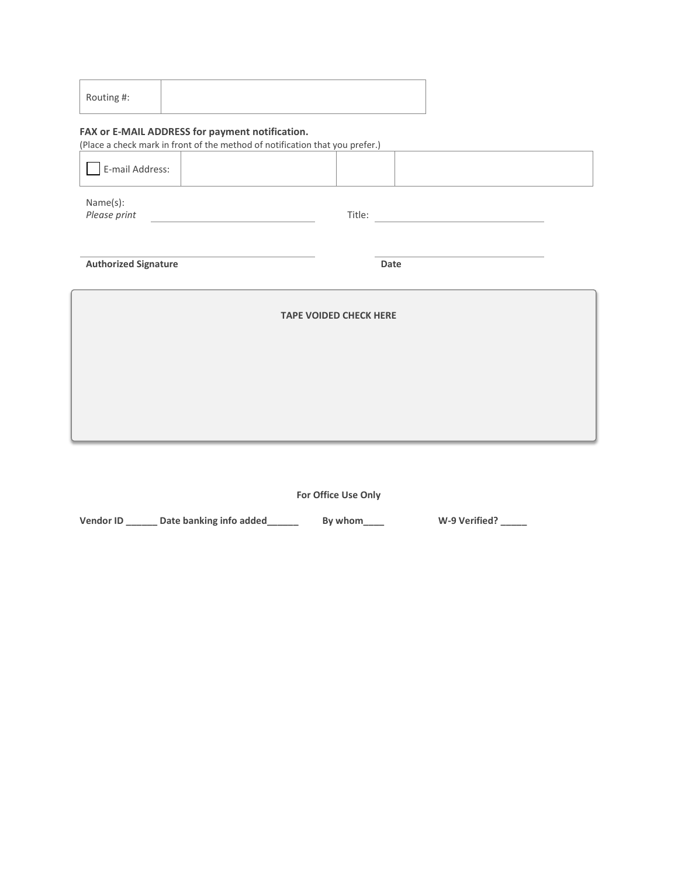| | |
|---|---|
| Routing #: | |

**FAX or E-MAIL ADDRESS for payment notification.**
(Place a check mark in front of the method of notification that you prefer.)

| | | | |
|---|---|---|---|
| ☐ E-mail Address: | | | |

Name(s):
*Please print* \_\_\_\_\_\_\_\_\_\_\_\_\_\_\_\_\_\_\_\_\_\_\_\_\_\_\_\_ Title: \_\_\_\_\_\_\_\_\_\_\_\_\_\_\_\_\_\_\_\_\_\_\_\_\_\_\_\_

\_\_\_\_\_\_\_\_\_\_\_\_\_\_\_\_\_\_\_\_\_\_\_\_\_\_\_\_\_\_\_\_\_\_\_\_\_\_ \_\_\_\_\_\_\_\_\_\_\_\_\_\_\_\_\_\_\_\_\_\_\_\_\_\_\_\_
**Authorized Signature** **Date**

**TAPE VOIDED CHECK HERE**

**For Office Use Only**

**Vendor ID \_\_\_\_\_\_ Date banking info added\_\_\_\_\_\_ By whom\_\_\_\_ W-9 Verified? \_\_\_\_\_**